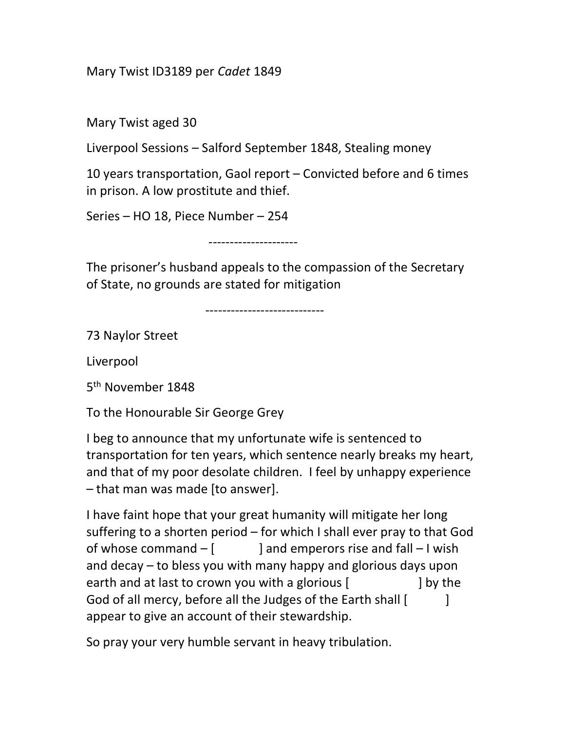Mary Twist ID3189 per *Cadet* 1849

Mary Twist aged 30

Liverpool Sessions – Salford September 1848, Stealing money

10 years transportation, Gaol report – Convicted before and 6 times in prison. A low prostitute and thief.

Series – HO 18, Piece Number – 254

---------------------

The prisoner's husband appeals to the compassion of the Secretary of State, no grounds are stated for mitigation

----------------------------

73 Naylor Street

Liverpool

5th November 1848

To the Honourable Sir George Grey

I beg to announce that my unfortunate wife is sentenced to transportation for ten years, which sentence nearly breaks my heart, and that of my poor desolate children. I feel by unhappy experience – that man was made [to answer].

I have faint hope that your great humanity will mitigate her long suffering to a shorten period – for which I shall ever pray to that God of whose command – [ ] and emperors rise and fall – I wish and decay – to bless you with many happy and glorious days upon earth and at last to crown you with a glorious [ ] by the God of all mercy, before all the Judges of the Earth shall [ ] appear to give an account of their stewardship.

So pray your very humble servant in heavy tribulation.